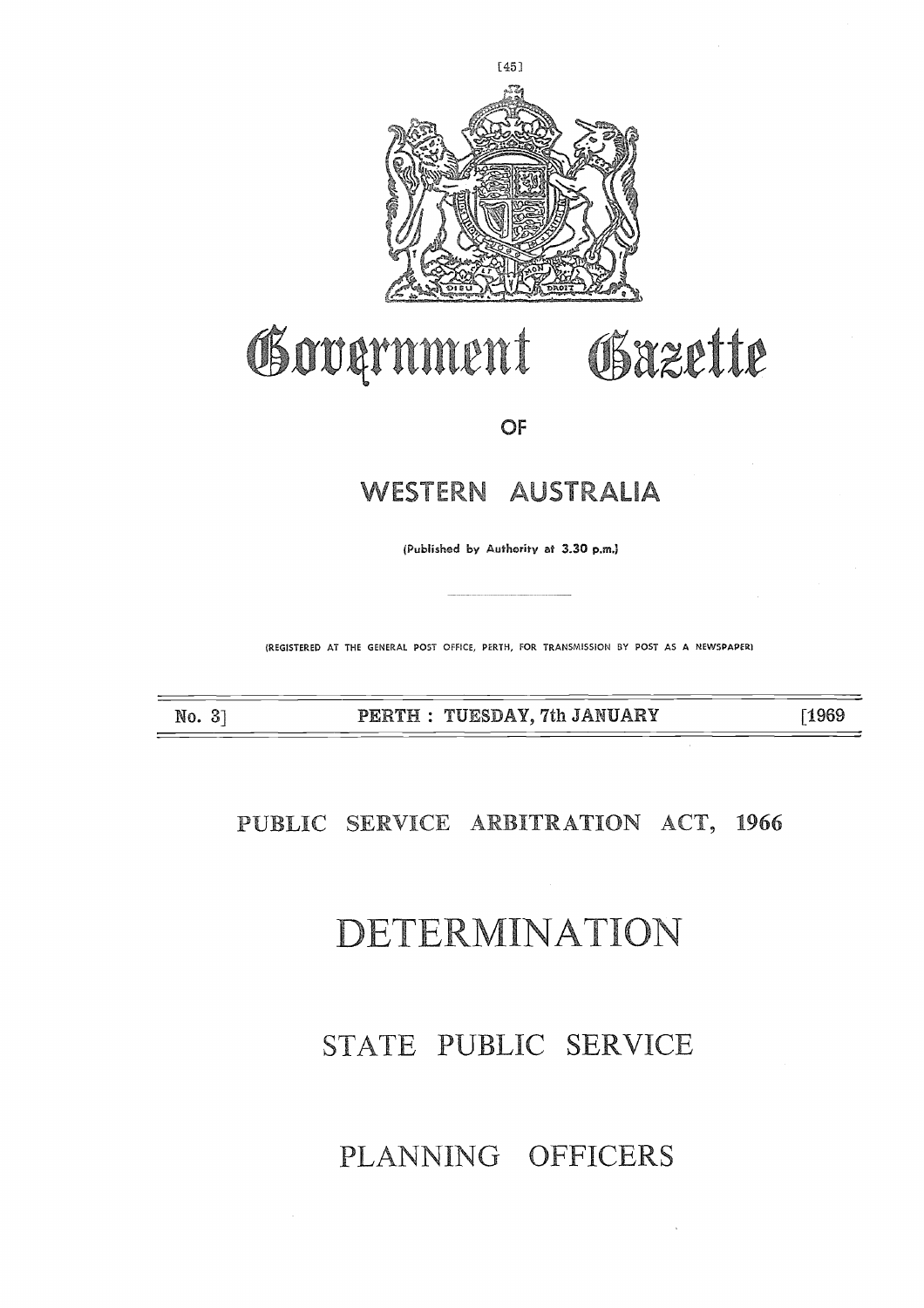# Government Gazette

OF

# WESTERN AUSTRALIA

(Published by Authority at 3.30 p.m.)

(REGISTERED AT THE GENERAL POST OFFICE, PERTH, FOR TRANSMISSION BY POST AS A NEWSPAPER)

No. 3] PERTH : TUESDAY, 7th JANUARY [1969

## PUBLIC SERVICE ARBITRATION ACT, 1966

# DETERMINATION

## STATE PUBLIC SERVICE

## PLANNING OFFICERS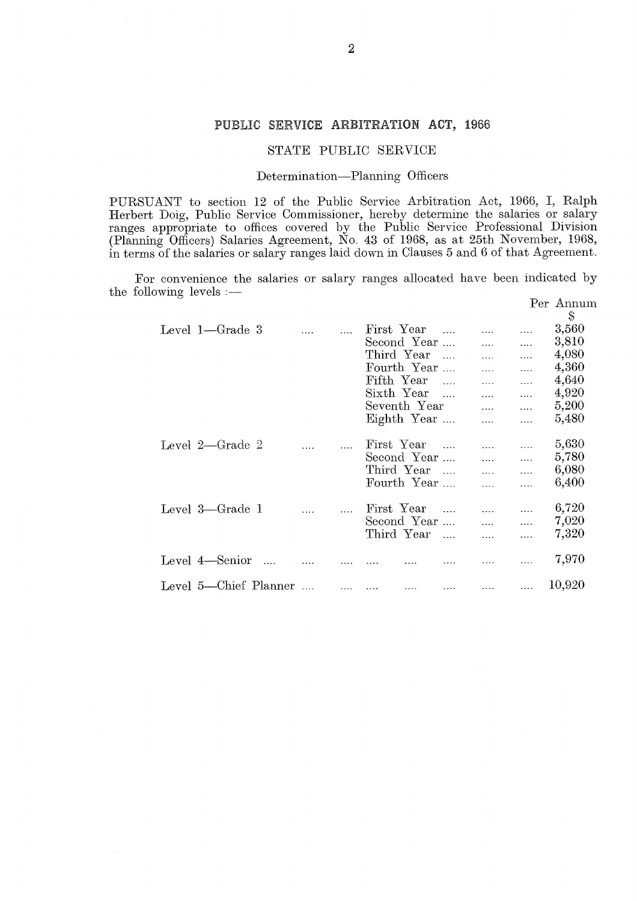## PUBLIC SERVICE ARBITRATION ACT, 1966

### STATE PUBLIC SERVICE

#### Determination—Planning Officers

PURSUANT to section 12 of the Public Service Arbitration Act, 1966, I, Ralph Herbert Doig, Public Service Commissioner, hereby determine the salaries or salary ranges appropriate to offices covered by the Public Service Professional Division (Planning Officers) Salaries Agreement, No. 43 of 1968, as at 25th November, 1968, in terms of the salaries or salary ranges laid down in Clauses 5 and 6 of that Agreement.

For convenience the salaries or salary ranges allocated have been indicated by the following levels :—

| Level | Year | Per Annum $ |
|---|---|---|
| Level 1—Grade 3 | First Year | 3,560 |
| | Second Year | 3,810 |
| | Third Year | 4,080 |
| | Fourth Year | 4,360 |
| | Fifth Year | 4,640 |
| | Sixth Year | 4,920 |
| | Seventh Year | 5,200 |
| | Eighth Year | 5,480 |
| Level 2—Grade 2 | First Year | 5,630 |
| | Second Year | 5,780 |
| | Third Year | 6,080 |
| | Fourth Year | 6,400 |
| Level 3—Grade 1 | First Year | 6,720 |
| | Second Year | 7,020 |
| | Third Year | 7,320 |
| Level 4—Senior | | 7,970 |
| Level 5—Chief Planner | | 10,920 |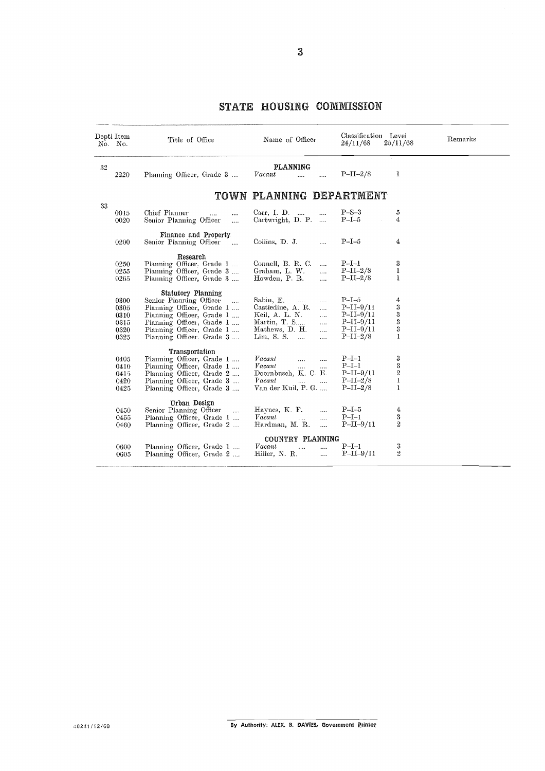# STATE HOUSING COMMISSION

| Deptl No. | Item No. | Title of Office | Name of Officer | Classification 24/11/68 | Level 25/11/68 | Remarks |
|---|---|---|---|---|---|---|
| 32 | | | **PLANNING** | | | |
| | 2220 | Planning Officer, Grade 3 .... | *Vacant* .... .... | P–II–2/8 | 1 | |
| | | | **TOWN PLANNING DEPARTMENT** | | | |
| 33 | | | | | | |
| | 0015 | Chief Planner .... .... | Carr, I. D. .... .... | P–S–3 | 5 | |
| | 0020 | Senior Planning Officer .... | Cartwright, D. P. .... | P–I–5 | 4 | |
| | | **Finance and Property** | | | | |
| | 0200 | Senior Planning Officer .... | Collins, D. J. .... | P–I–5 | 4 | |
| | | **Research** | | | | |
| | 0250 | Planning Officer, Grade 1 .... | Connell, B. R. C. .... | P–I–1 | 3 | |
| | 0255 | Planning Officer, Grade 3 .... | Graham, L. W. .... | P–II–2/8 | 1 | |
| | 0265 | Planning Officer, Grade 3 .... | Howden, P. R. .... | P–II–2/8 | 1 | |
| | | **Statutory Planning** | | | | |
| | 0300 | Senior Planning Officer .... | Sabin, E. .... .... | P–I–5 | 4 | |
| | 0305 | Planning Officer, Grade 1 .... | Castledine, A. R. .... | P–II–9/11 | 3 | |
| | 0310 | Planning Officer, Grade 1 .... | Keil, A. L. N. .... | P–II–9/11 | 3 | |
| | 0315 | Planning Officer, Grade 1 .... | Martin, T. S..... .... | P–II–9/11 | 3 | |
| | 0320 | Planning Officer, Grade 1 .... | Mathews, D. H. .... | P–II–9/11 | 3 | |
| | 0325 | Planning Officer, Grade 3 .... | Lim, S. S. .... .... | P–II–2/8 | 1 | |
| | | **Transportation** | | | | |
| | 0405 | Planning Officer, Grade 1 .... | *Vacant* .... .... | P–I–1 | 3 | |
| | 0410 | Planning Officer, Grade 1 .... | *Vacant* .... .... | P–I–1 | 3 | |
| | 0415 | Planning Officer, Grade 2 .... | Doornbusch, K. C. E. | P–II–9/11 | 2 | |
| | 0420 | Planning Officer, Grade 3 .... | *Vacant* .... .... | P–II–2/8 | 1 | |
| | 0425 | Planning Officer, Grade 3 .... | Van der Kuil, P. G. .... | P–II–2/8 | 1 | |
| | | **Urban Design** | | | | |
| | 0450 | Senior Planning Officer .... | Haynes, K. F. .... | P–I–5 | 4 | |
| | 0455 | Planning Officer, Grade 1 .... | *Vacant* .... .... | P–I–1 | 3 | |
| | 0460 | Planning Officer, Grade 2 .... | Hardman, M. R. .... | P–II–9/11 | 2 | |
| | | | **COUNTRY PLANNING** | | | |
| | 0600 | Planning Officer, Grade 1 .... | *Vacant* .... .... | P–I–1 | 3 | |
| | 0605 | Planning Officer, Grade 2 .... | Hiller, N. R. .... | P–II–9/11 | 2 | |

48241/12/68

By Authority: ALEX. B. DAVIES, Government Printer